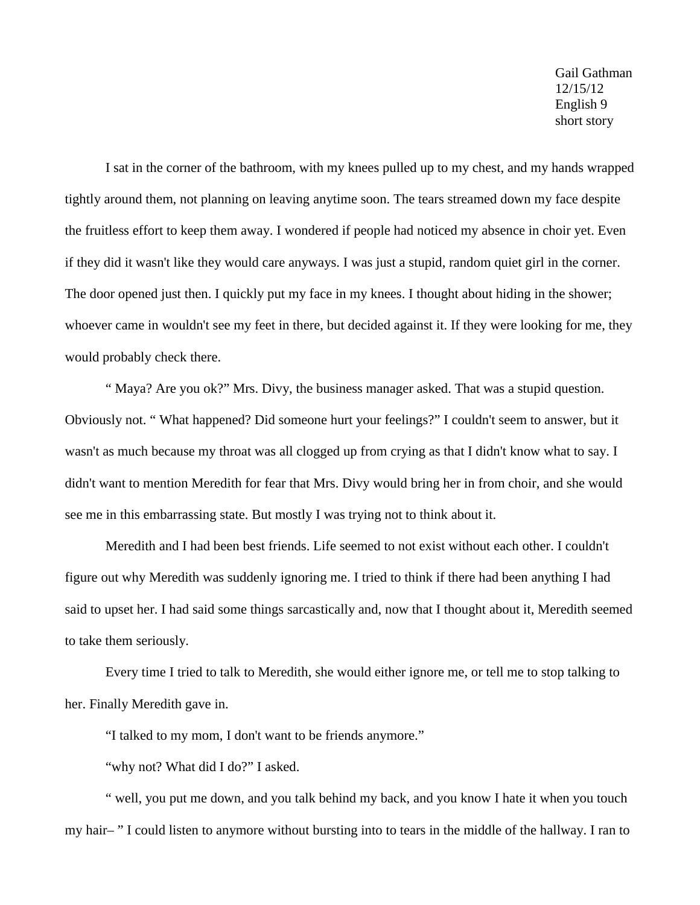Gail Gathman
12/15/12
English 9
short story

I sat in the corner of the bathroom, with my knees pulled up to my chest, and my hands wrapped tightly around them, not planning on leaving anytime soon. The tears streamed down my face despite the fruitless effort to keep them away. I wondered if people had noticed my absence in choir yet. Even if they did it wasn't like they would care anyways. I was just a stupid, random quiet girl in the corner. The door opened just then. I quickly put my face in my knees. I thought about hiding in the shower; whoever came in wouldn't see my feet in there, but decided against it. If they were looking for me, they would probably check there.

" Maya? Are you ok?" Mrs. Divy, the business manager asked. That was a stupid question. Obviously not. " What happened? Did someone hurt your feelings?" I couldn't seem to answer, but it wasn't as much because my throat was all clogged up from crying as that I didn't know what to say. I didn't want to mention Meredith for fear that Mrs. Divy would bring her in from choir, and she would see me in this embarrassing state. But mostly I was trying not to think about it.

Meredith and I had been best friends. Life seemed to not exist without each other. I couldn't figure out why Meredith was suddenly ignoring me. I tried to think if there had been anything I had said to upset her. I had said some things sarcastically and, now that I thought about it, Meredith seemed to take them seriously.

Every time I tried to talk to Meredith, she would either ignore me, or tell me to stop talking to her. Finally Meredith gave in.

"I talked to my mom, I don't want to be friends anymore."

"why not? What did I do?" I asked.

" well, you put me down, and you talk behind my back, and you know I hate it when you touch my hair– " I could listen to anymore without bursting into to tears in the middle of the hallway. I ran to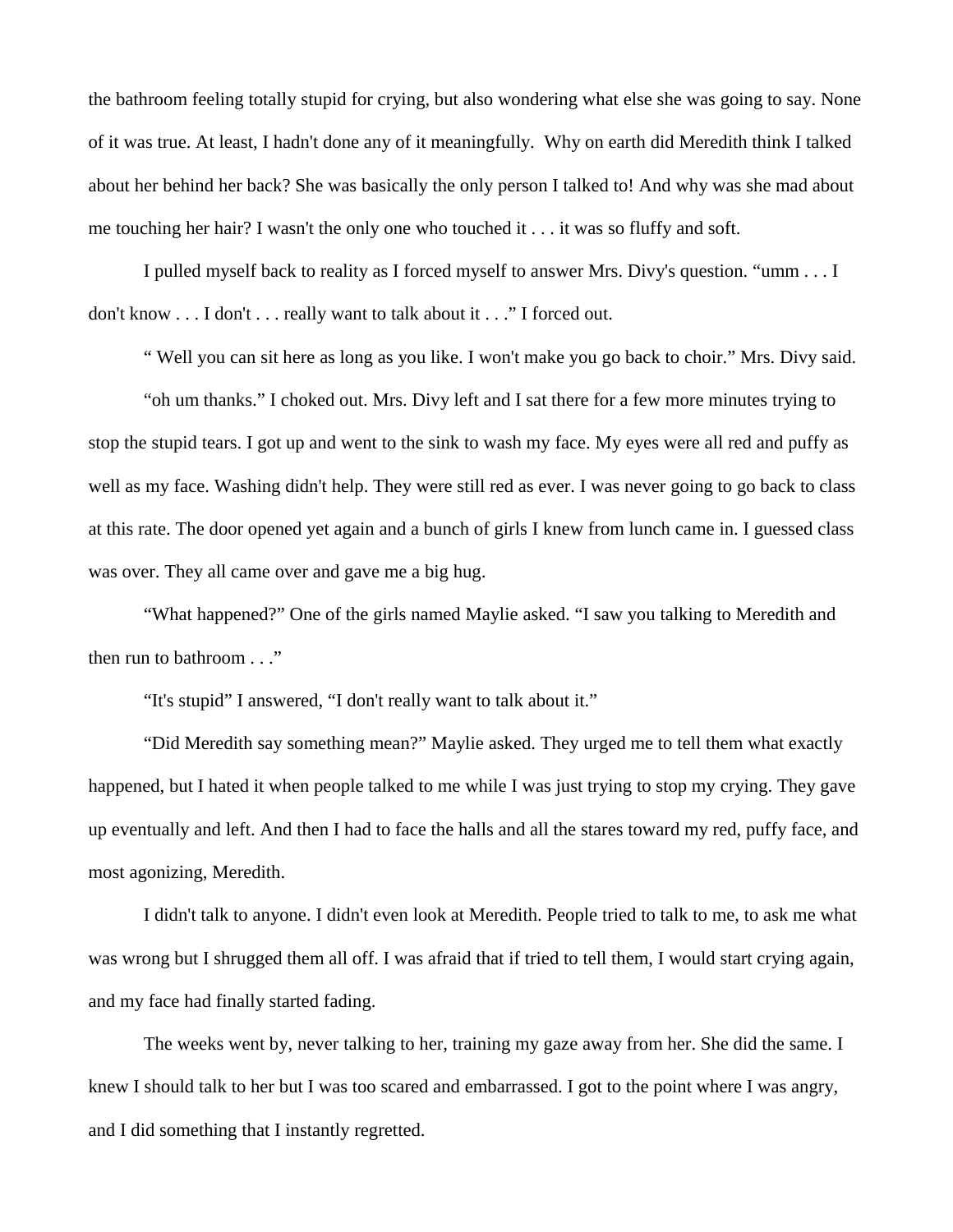the bathroom feeling totally stupid for crying, but also wondering what else she was going to say. None of it was true. At least, I hadn't done any of it meaningfully.  Why on earth did Meredith think I talked about her behind her back? She was basically the only person I talked to! And why was she mad about me touching her hair? I wasn't the only one who touched it . . . it was so fluffy and soft.

I pulled myself back to reality as I forced myself to answer Mrs. Divy's question. "umm . . . I don't know . . . I don't . . . really want to talk about it . . ." I forced out.

" Well you can sit here as long as you like. I won't make you go back to choir." Mrs. Divy said.

"oh um thanks." I choked out. Mrs. Divy left and I sat there for a few more minutes trying to stop the stupid tears. I got up and went to the sink to wash my face. My eyes were all red and puffy as well as my face. Washing didn't help. They were still red as ever. I was never going to go back to class at this rate. The door opened yet again and a bunch of girls I knew from lunch came in. I guessed class was over. They all came over and gave me a big hug.

"What happened?" One of the girls named Maylie asked. "I saw you talking to Meredith and then run to bathroom . . ."

"It's stupid" I answered, "I don't really want to talk about it."

"Did Meredith say something mean?" Maylie asked. They urged me to tell them what exactly happened, but I hated it when people talked to me while I was just trying to stop my crying. They gave up eventually and left. And then I had to face the halls and all the stares toward my red, puffy face, and most agonizing, Meredith.

I didn't talk to anyone. I didn't even look at Meredith. People tried to talk to me, to ask me what was wrong but I shrugged them all off. I was afraid that if tried to tell them, I would start crying again, and my face had finally started fading.

The weeks went by, never talking to her, training my gaze away from her. She did the same. I knew I should talk to her but I was too scared and embarrassed. I got to the point where I was angry, and I did something that I instantly regretted.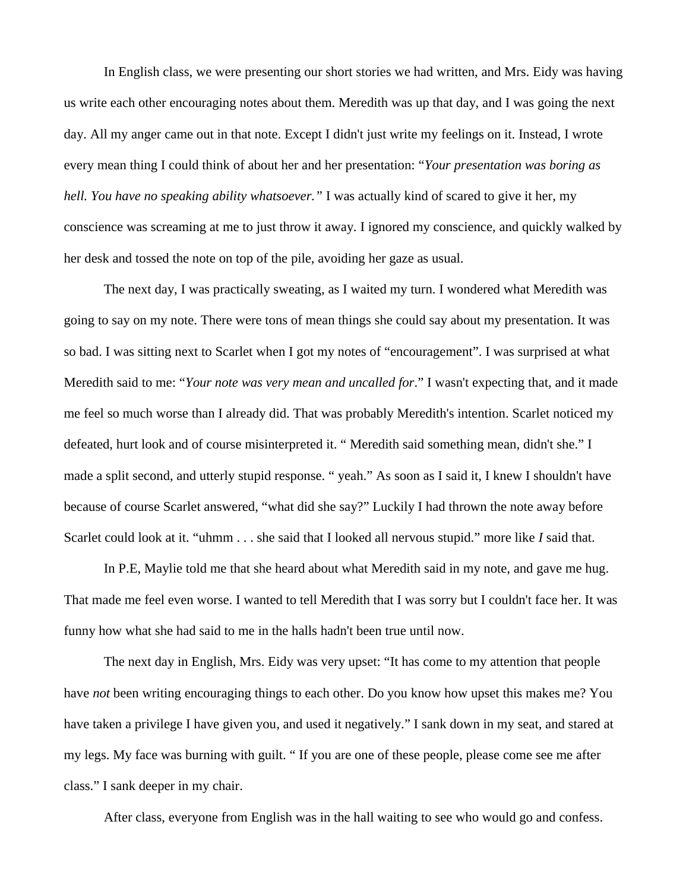In English class, we were presenting our short stories we had written, and Mrs. Eidy was having us write each other encouraging notes about them. Meredith was up that day, and I was going the next day. All my anger came out in that note. Except I didn't just write my feelings on it. Instead, I wrote every mean thing I could think of about her and her presentation: "*Your presentation was boring as hell. You have no speaking ability whatsoever.*" I was actually kind of scared to give it her, my conscience was screaming at me to just throw it away. I ignored my conscience, and quickly walked by her desk and tossed the note on top of the pile, avoiding her gaze as usual.

The next day, I was practically sweating, as I waited my turn. I wondered what Meredith was going to say on my note. There were tons of mean things she could say about my presentation. It was so bad. I was sitting next to Scarlet when I got my notes of "encouragement". I was surprised at what Meredith said to me: "*Your note was very mean and uncalled for*." I wasn't expecting that, and it made me feel so much worse than I already did. That was probably Meredith's intention. Scarlet noticed my defeated, hurt look and of course misinterpreted it. " Meredith said something mean, didn't she." I made a split second, and utterly stupid response. " yeah." As soon as I said it, I knew I shouldn't have because of course Scarlet answered, "what did she say?" Luckily I had thrown the note away before Scarlet could look at it. "uhmm . . . she said that I looked all nervous stupid." more like *I* said that.

In P.E, Maylie told me that she heard about what Meredith said in my note, and gave me hug. That made me feel even worse. I wanted to tell Meredith that I was sorry but I couldn't face her. It was funny how what she had said to me in the halls hadn't been true until now.

The next day in English, Mrs. Eidy was very upset: "It has come to my attention that people have *not* been writing encouraging things to each other. Do you know how upset this makes me? You have taken a privilege I have given you, and used it negatively." I sank down in my seat, and stared at my legs. My face was burning with guilt. " If you are one of these people, please come see me after class." I sank deeper in my chair.

After class, everyone from English was in the hall waiting to see who would go and confess.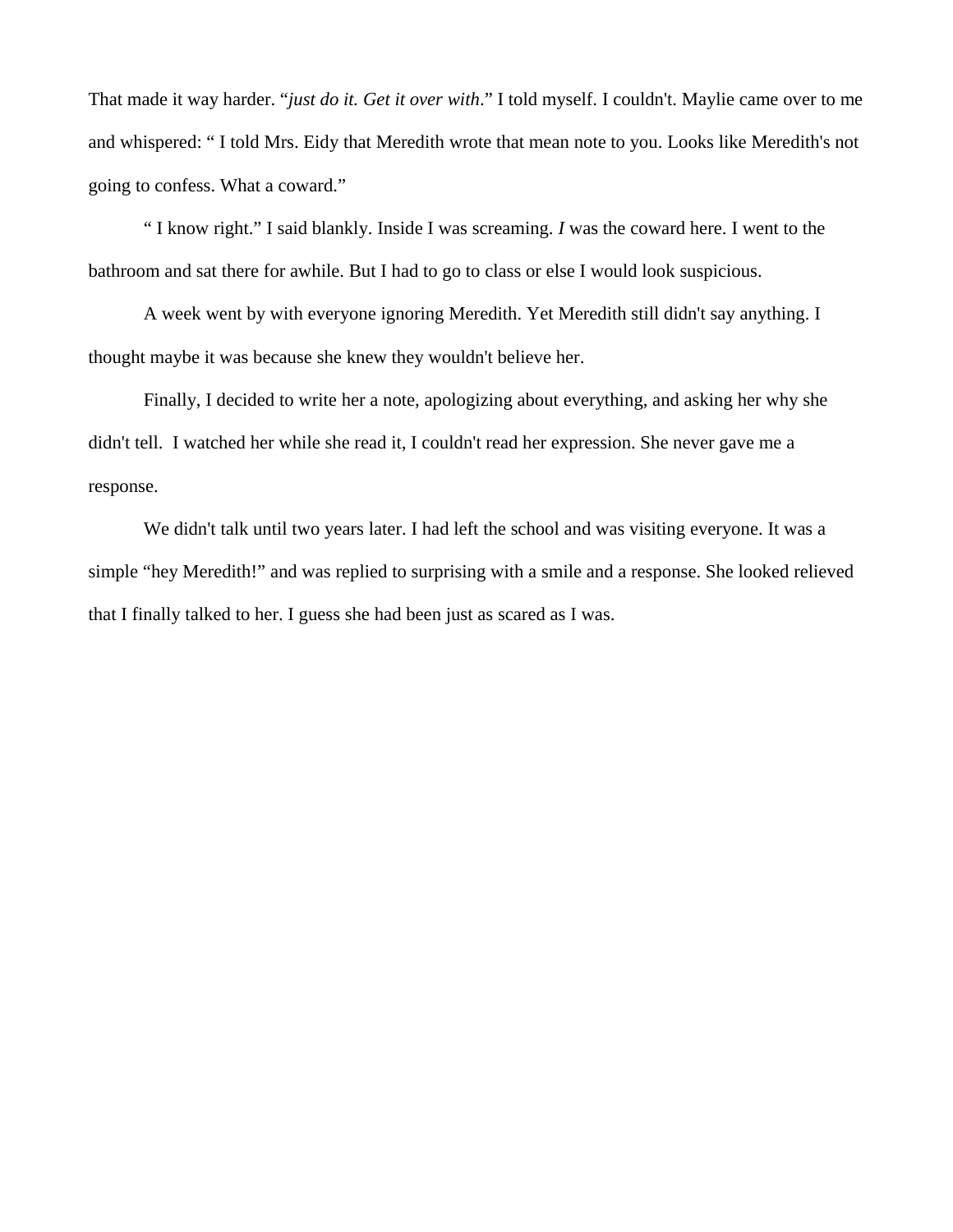That made it way harder. "*just do it. Get it over with*." I told myself. I couldn't. Maylie came over to me and whispered: " I told Mrs. Eidy that Meredith wrote that mean note to you. Looks like Meredith's not going to confess. What a coward."

" I know right." I said blankly. Inside I was screaming. *I* was the coward here. I went to the bathroom and sat there for awhile. But I had to go to class or else I would look suspicious.

A week went by with everyone ignoring Meredith. Yet Meredith still didn't say anything. I thought maybe it was because she knew they wouldn't believe her.

Finally, I decided to write her a note, apologizing about everything, and asking her why she didn't tell.  I watched her while she read it, I couldn't read her expression. She never gave me a response.

We didn't talk until two years later. I had left the school and was visiting everyone. It was a simple "hey Meredith!" and was replied to surprising with a smile and a response. She looked relieved that I finally talked to her. I guess she had been just as scared as I was.